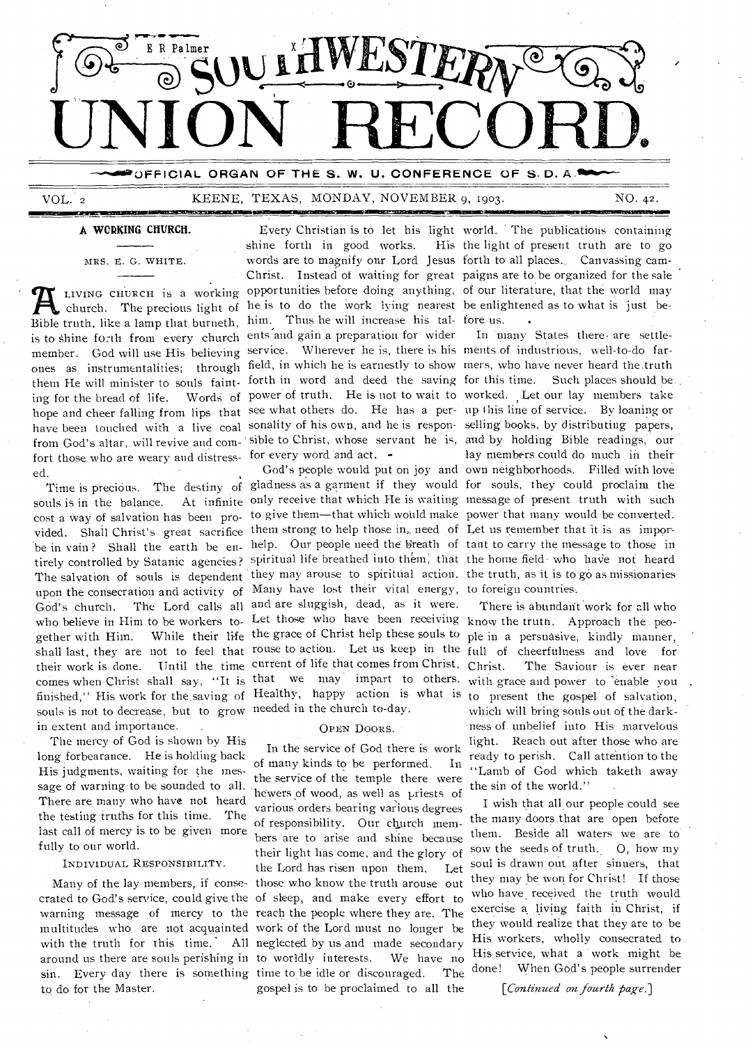# SOUTHWESTERN UNION RECORD.

OFFICIAL ORGAN OF THE S. W. U. CONFERENCE OF S. D. A.

VOL. 2 KEENE, TEXAS, MONDAY, NOVEMBER 9, 1903. NO. 42.

## A WORKING CHURCH.

MRS. E. G. WHITE.

A LIVING CHURCH is a working church. The precious light of Bible truth, like a lamp that burneth, is to shine forth from every church member. God will use His believing ones as instrumentalities; through them He will minister to souls fainting for the bread of life. Words of hope and cheer falling from lips that have been touched with a live coal from God's altar, will revive and comfort those who are weary and distressed.

Time is precious. The destiny of souls is in the balance. At infinite cost a way of salvation has been provided. Shall Christ's great sacrifice be in vain? Shall the earth be entirely controlled by Satanic agencies? The salvation of souls is dependent upon the consecration and activity of God's church. The Lord calls all who believe in Him to be workers together with Him. While their life shall last, they are not to feel that their work is done. Until the time comes when Christ shall say, "It is finished," His work for the saving of souls is not to decrease, but to grow in extent and importance.

The mercy of God is shown by His long forbearance. He is holding back His judgments, waiting for the message of warning to be sounded to all. There are many who have not heard the testing truths for this time. The last call of mercy is to be given more fully to our world.

### INDIVIDUAL RESPONSIBILITY.

Many of the lay members, if consecrated to God's service, could give the warning message of mercy to the multitudes who are not acquainted with the truth for this time. All around us there are souls perishing in sin. Every day there is something to do for the Master.

Every Christian is to let his light shine forth in good works. His words are to magnify our Lord Jesus Christ. Instead of waiting for great opportunities before doing anything, he is to do the work lying nearest him. Thus he will increase his talents and gain a preparation for wider service. Wherever he is, there is his field, in which he is earnestly to show forth in word and deed the saving power of truth. He is not to wait to see what others do. He has a personality of his own, and he is responsible to Christ, whose servant he is, for every word and act.

God's people would put on joy and gladness as a garment if they would only receive that which He is waiting to give them—that which would make them strong to help those in need of help. Our people need the breath of spiritual life breathed into them, that they may arouse to spiritual action. Many have lost their vital energy, and are sluggish, dead, as it were. Let those who have been receiving the grace of Christ help these souls to rouse to action. Let us keep in the current of life that comes from Christ, that we may impart to others. Healthy, happy action is what is needed in the church to-day.

### OPEN DOORS.

In the service of God there is work of many kinds to be performed. In the service of the temple there were hewers of wood, as well as priests of various orders bearing various degrees of responsibility. Our church members are to arise and shine because their light has come, and the glory of the Lord has risen upon them. Let those who know the truth arouse out of sleep, and make every effort to reach the people where they are. The work of the Lord must no longer be neglected by us and made secondary to worldly interests. We have no time to be idle or discouraged. The gospel is to be proclaimed to all the world. The publications containing the light of present truth are to go forth to all places. Canvassing campaigns are to be organized for the sale of our literature, that the world may be enlightened as to what is just before us.

In many States there are settlements of industrious, well-to-do farmers, who have never heard the truth for this time. Such places should be worked. Let our lay members take up this line of service. By loaning or selling books, by distributing papers, and by holding Bible readings, our lay members could do much in their own neighborhoods. Filled with love for souls, they could proclaim the message of present truth with such power that many would be converted. Let us remember that it is as important to carry the message to those in the home field who have not heard the truth, as it is to go as missionaries to foreign countries.

There is abundant work for all who know the truth. Approach the people in a persuasive, kindly manner, full of cheerfulness and love for Christ. The Saviour is ever near with grace and power to enable you to present the gospel of salvation, which will bring souls out of the darkness of unbelief into His marvelous light. Reach out after those who are ready to perish. Call attention to the "Lamb of God which taketh away the sin of the world."

I wish that all our people could see the many doors that are open before them. Beside all waters we are to sow the seeds of truth. O, how my soul is drawn out after sinners, that they may be won for Christ! If those who have received the truth would exercise a living faith in Christ, if they would realize that they are to be His workers, wholly consecrated to His service, what a work might be done! When God's people surrender

[*Continued on fourth page.*]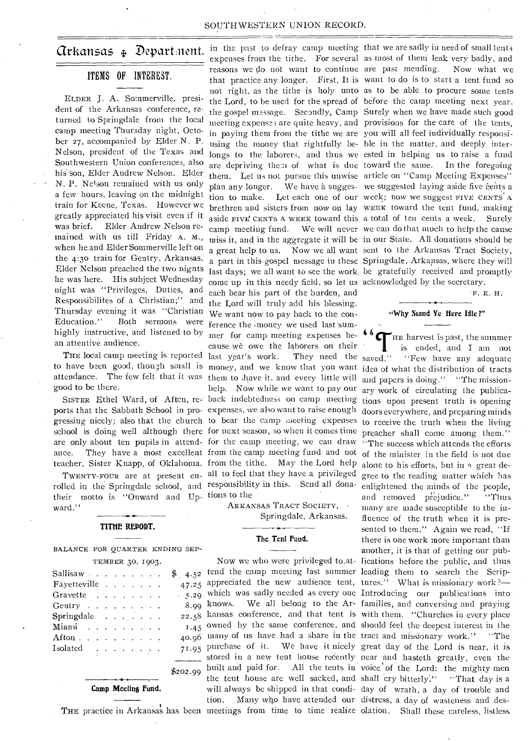# Arkansas Department.

## ITEMS OF INTEREST.

ELDER J. A. Sommerville, president of the Arkansas conference, returned to Springdale from the local camp meeting Thursday night, October 27, accompanied by Elder N. P. Nelson, president of the Texas and Southwestern Union conferences, also his son, Elder Andrew Nelson. Elder N. P. Nelson remained with us only a few hours, leaving on the midnight train for Keene, Texas. However we greatly appreciated his visit even if it was brief. Elder Andrew Nelson remained with us till Friday A. M., when he and Elder Sommerville left on the 4:30 train for Gentry, Arkansas. Elder Nelson preached the two nights he was here. His subject Wednesday night was "Privileges, Duties, and Responsibilites of a Christian;" and Thursday evening it was "Christian Education." Both sermons were highly instructive, and listened to by an attentive audience.

THE local camp meeting is reported to have been good, though small is attendance. The few felt that it was good to be there.

SISTER Ethel Ward, of Afton, reports that the Sabbath School in progressing nicely; also that the church school is doing well although there are only about ten pupils in attendance. They have a most excellent teacher, Sister Knapp, of Oklahoma.

TWENTY-FOUR are at present enrolled in the Springdale school, and their motto is "Onward and Upward."

## TITHE REPORT.

BALANCE FOR QUARTER ENDING SEPTEMBER 30, 1903.

| | |
|---|---|
| Sallisaw | $ 4.52 |
| Fayetteville | 47.25 |
| Gravette | 5.29 |
| Gentry | 8.99 |
| Springdale | 22.58 |
| Miami | 1.45 |
| Afton | 40.96 |
| Isolated | 71.95 |
| | $202.99 |

## Camp Meeting Fund.

THE practice in Arkansas has been in the past to defray camp meeting expenses from the tithe. For several reasons we do not want to continue that practice any longer. First, It is not right, as the tithe is holy unto the Lord, to be used for the spread of the gospel message. Secondly, Camp meeting expenses are quite heavy, and in paying them from the tithe we are using the money that rightfully belongs to the laborers, and thus we are depriving them of what is due them. Let us not pursue this unwise plan any longer. We have a suggestion to make. Let each one of our brethren and sisters from now on lay aside FIVE CENTS A WEEK toward this camp meeting fund. We will never miss it, and in the aggregate it will be a great help to us. Now we all want a part in this gospel message in these last days; we all want to see the work come up in this needy field, so let us each bear his part of the burden, and the Lord will truly add his blessing. We want now to pay back to the conference the money we used last summer for camp meeting expenses because we owe the laborers on their last year's work. They need the money, and we know that you want them to have it. and every little will help. Now while we want to pay our back indebtedness on camp meeting expenses, we also want to raise enough to bear the camp meeting expenses for next season, so when it comes time for the camp meeting, we can draw from the camp meeting fund and not from the tithe. May the Lord help all to feel that they have a privileged responsibility in this. Send all donations to the

ARKANSAS TRACT SOCIETY,
Springdale, Arkansas.

## The Tent Fund.

Now we who were privileged to attend the camp meeting last summer appreciated the new audience tent, which was sadly needed as every one knows. We all belong to the Arkansas conference, and that tent is owned by the same conference, and many of us have had a share in the purchase of it. We have it nicely stored in a new tent house recently built and paid for. All the tents in the tent house are well sacked, and will always be shipped in that condition. Many who have attended our meetings from time to time realize that we are sadly in need of small tents as most of them leak very badly, and are past mending. Now what we want to do is to start a tent fund so as to be able to procure some tents before the camp meeting next year. Surely when we have made such good provisions for the care of the tents, you will all feel individually responsible in the matter, and deeply interested in helping us to raise a fund toward the same. In the foregoing article on "Camp Meeting Expenses" we suggested laying aside five cents a week; now we suggest FIVE CENTS A WEEK toward the tent fund, making a total of ten cents a week. Surely we can do that much to help the cause in our State. All donations should be sent to the Arkansas Tract Society, Springdale, Arkansas, where they will be gratefully received and promptly acknowledged by the secretary.

F. E. H.

## "Why Stand Ye Here Idle?"

"THE harvest is past, the summer is ended, and I am not saved." "Few have any adequate idea of what the distribution of tracts and papers is doing." "The missionary work of circulating the publications upon present truth is opening doors everywhere, and preparing minds to receive the truth when the living preacher shall come among them." "The success which attends the efforts of the minister in the field is not due alone to his efforts, but in a great degree to the reading matter which has enlightened the minds of the people, and removed prejudice." "Thus many are made susceptible to the influence of the truth when it is presented to them." Again we read, "If there is one work more important than another, it is that of getting our publications before the public, and thus leading them to search the Scriptures." What is missionary work?—Introducing our publications into families, and conversing and praying with them. "Churches in every place should feel the deepest interest in the tract and missionary work." "The great day of the Lord is near, it is near and hasteth greatly, even the voice of the Lord: the mighty men shall cry bitterly." "That day is a day of wrath, a day of trouble and distress, a day of wasteness and desolation. Shall these careless, listless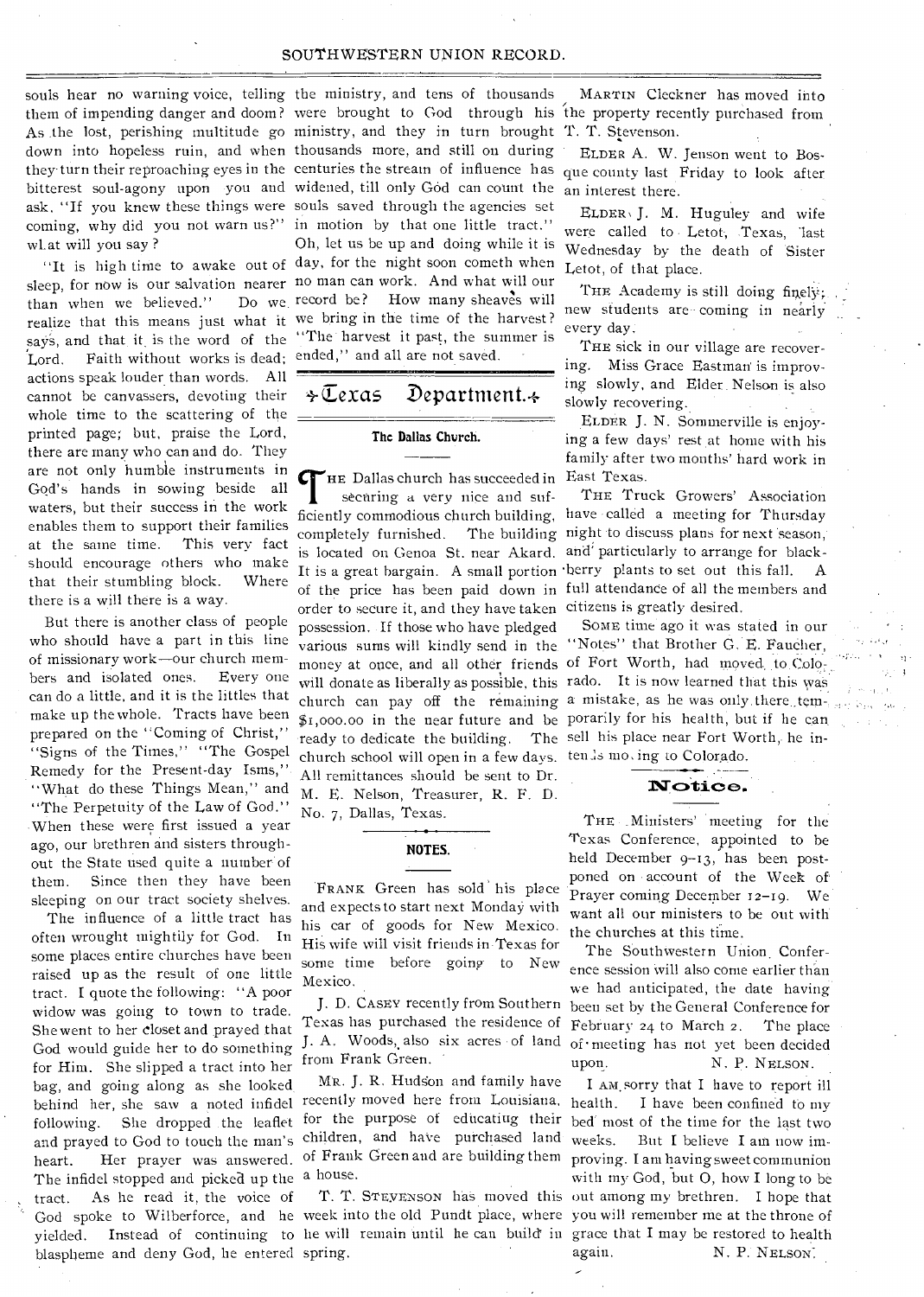souls hear no warning voice, telling them of impending danger and doom? As the lost, perishing multitude go down into hopeless ruin, and when they turn their reproaching eyes in the bitterest soul-agony upon you and ask, "If you knew these things were coming, why did you not warn us?" what will you say?

"It is high time to awake out of sleep, for now is our salvation nearer than when we believed." Do we realize that this means just what it says, and that it is the word of the Lord. Faith without works is dead; actions speak louder than words. All cannot be canvassers, devoting their whole time to the scattering of the printed page; but, praise the Lord, there are many who can and do. They are not only humble instruments in God's hands in sowing beside all waters, but their success in the work enables them to support their families at the same time. This very fact should encourage others who make that their stumbling block. Where there is a will there is a way.

But there is another class of people who should have a part in this line of missionary work—our church members and isolated ones. Every one can do a little, and it is the littles that make up the whole. Tracts have been prepared on the "Coming of Christ," "Signs of the Times," "The Gospel Remedy for the Present-day Isms," "What do these Things Mean," and "The Perpetuity of the Law of God." When these were first issued a year ago, our brethren and sisters throughout the State used quite a number of them. Since then they have been sleeping on our tract society shelves.

The influence of a little tract has often wrought mightily for God. In some places entire churches have been raised up as the result of one little tract. I quote the following: "A poor widow was going to town to trade. She went to her closet and prayed that God would guide her to do something for Him. She slipped a tract into her bag, and going along as she looked behind her, she saw a noted infidel following. She dropped the leaflet and prayed to God to touch the man's heart. Her prayer was answered. The infidel stopped and picked up the tract. As he read it, the voice of God spoke to Wilberforce, and he yielded. Instead of continuing to blaspheme and deny God, he entered the ministry, and tens of thousands were brought to God through his ministry, and they in turn brought thousands more, and still on during centuries the stream of influence has widened, till only God can count the souls saved through the agencies set in motion by that one little tract." Oh, let us be up and doing while it is day, for the night soon cometh when no man can work. And what will our record be? How many sheaves will we bring in the time of the harvest? "The harvest it past, the summer is ended," and all are not saved.

# Texas Department.

## The Dallas Church.

The Dallas church has succeeded in securing a very nice and sufficiently commodious church building, completely furnished. The building is located on Genoa St. near Akard. It is a great bargain. A small portion of the price has been paid down in order to secure it, and they have taken possession. If those who have pledged various sums will kindly send in the money at once, and all other friends will donate as liberally as possible, this church can pay off the remaining $1,000.00 in the near future and be ready to dedicate the building. The church school will open in a few days. All remittances should be sent to Dr. M. E. Nelson, Treasurer, R. F. D. No. 7, Dallas, Texas.

## NOTES.

FRANK Green has sold his place and expects to start next Monday with his car of goods for New Mexico. His wife will visit friends in Texas for some time before going to New Mexico.

J. D. CASEY recently from Southern Texas has purchased the residence of J. A. Woods, also six acres of land from Frank Green.

MR. J. R. Hudson and family have recently moved here from Louisiana, for the purpose of educating their children, and have purchased land of Frank Green and are building them a house.

T. T. STEVENSON has moved this week into the old Pundt place, where he will remain until he can build in spring.

MARTIN Cleckner has moved into the property recently purchased from T. T. Stevenson.

ELDER A. W. Jenson went to Bosque county last Friday to look after an interest there.

ELDER J. M. Huguley and wife were called to Letot, Texas, last Wednesday by the death of Sister Letot, of that place.

THE Academy is still doing finely; new students are coming in nearly every day.

THE sick in our village are recovering. Miss Grace Eastman is improving slowly, and Elder Nelson is also slowly recovering.

ELDER J. N. Sommerville is enjoying a few days' rest at home with his family after two months' hard work in East Texas.

THE Truck Growers' Association have called a meeting for Thursday night to discuss plans for next season, and particularly to arrange for blackberry plants to set out this fall. A full attendance of all the members and citizens is greatly desired.

SOME time ago it was stated in our "Notes" that Brother G. E. Faucher, of Fort Worth, had moved to Colorado. It is now learned that this was a mistake, as he was only there temporarily for his health, but if he can sell his place near Fort Worth, he intends moving to Colorado.

## Notice.

THE Ministers' meeting for the Texas Conference, appointed to be held December 9–13, has been postponed on account of the Week of Prayer coming December 12–19. We want all our ministers to be out with the churches at this time.

The Southwestern Union Conference session will also come earlier than we had anticipated, the date having been set by the General Conference for February 24 to March 2. The place of meeting has not yet been decided upon.

N. P. NELSON.

I AM sorry that I have to report ill health. I have been confined to my bed most of the time for the last two weeks. But I believe I am now improving. I am having sweet communion with my God, but O, how I long to be out among my brethren. I hope that you will remember me at the throne of grace that I may be restored to health again.

N. P. NELSON.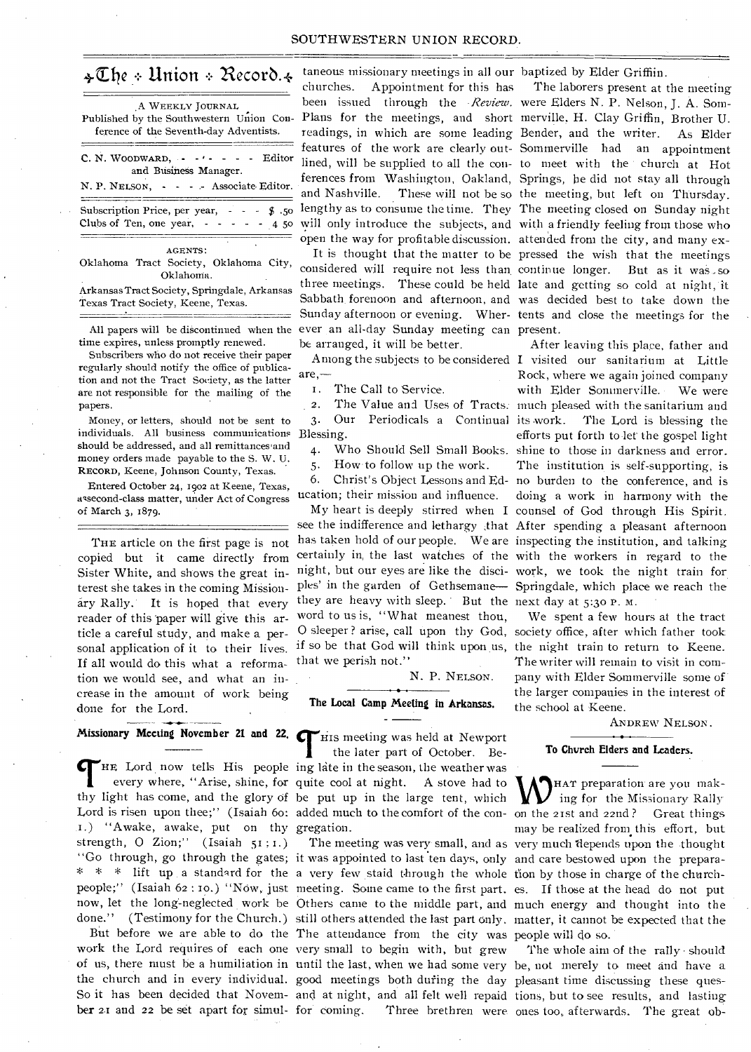# The Union Record.

A WEEKLY JOURNAL

Published by the Southwestern Union Conference of the Seventh-day Adventists.

C. N. WOODWARD, - - - - - - Editor and Business Manager.

N. P. NELSON, - - - - Associate Editor.

Subscription Price, per year, - - - $ .50

Clubs of Ten, one year, - - - - - 4 50

AGENTS:

Oklahoma Tract Society, Oklahoma City, Oklahoma.

Arkansas Tract Society, Springdale, Arkansas

Texas Tract Society, Keene, Texas.

All papers will be discontinued when the time expires, unless promptly renewed.

Subscribers who do not receive their paper regularly should notify the office of publication and not the Tract Society, as the latter are not responsible for the mailing of the papers.

Money, or letters, should not be sent to individuals. All business communications should be addressed, and all remittances and money orders made payable to the S. W. U. RECORD, Keene, Johnson County, Texas.

Entered October 24, 1902 at Keene, Texas, as second-class matter, under Act of Congress of March 3, 1879.

THE article on the first page is not copied but it came directly from Sister White, and shows the great interest she takes in the coming Missionary Rally. It is hoped that every reader of this paper will give this article a careful study, and make a personal application of it to their lives. If all would do this what a reformation we would see, and what an increase in the amount of work being done for the Lord.

## Missionary Meeting November 21 and 22.

THE Lord now tells His people every where, "Arise, shine, for thy light has come, and the glory of Lord is risen upon thee;" (Isaiah 60: 1.) "Awake, awake, put on thy strength, O Zion;" (Isaiah 51: 1.) "Go through, go through the gates; * * * lift up a standard for the people;" (Isaiah 62: 10.) "Now, just now, let the long-neglected work be done." (Testimony for the Church.)

But before we are able to do the work the Lord requires of each one of us, there must be a humiliation in the church and in every individual. So it has been decided that November 21 and 22 be set apart for simultaneous missionary meetings in all our churches. Appointment for this has been issued through the *Review*. Plans for the meetings, and short readings, in which are some leading features of the work are clearly outlined, will be supplied to all the conferences from Washington, Oakland, and Nashville. These will not be so lengthy as to consume the time. They will only introduce the subjects, and open the way for profitable discussion.

It is thought that the matter to be considered will require not less than three meetings. These could be held Sabbath forenoon and afternoon, and Sunday afternoon or evening. Wherever an all-day Sunday meeting can be arranged, it will be better.

Among the subjects to be considered are,—

1. The Call to Service.
2. The Value and Uses of Tracts.
3. Our Periodicals a Continual Blessing.
4. Who Should Sell Small Books.
5. How to follow up the work.
6. Christ's Object Lessons and Education; their mission and influence.

My heart is deeply stirred when I see the indifference and lethargy that has taken hold of our people. We are certainly in the last watches of the night, but our eyes are like the disciples' in the garden of Gethsemane— they are heavy with sleep. But the word to us is, "What meanest thou, O sleeper? arise, call upon thy God, if so be that God will think upon us, that we perish not."

N. P. NELSON.

## The Local Camp Meeting in Arkansas.

THIS meeting was held at Newport the later part of October. Being late in the season, the weather was quite cool at night. A stove had to be put up in the large tent, which added much to the comfort of the congregation.

The meeting was very small, and as it was appointed to last ten days, only a very few staid through the whole meeting. Some came to the first part. Others came to the middle part, and still others attended the last part only. The attendance from the city was very small to begin with, but grew until the last, when we had some very good meetings both during the day and at night, and all felt well repaid for coming. Three brethren were baptized by Elder Griffiin.

The laborers present at the meeting were Elders N. P. Nelson, J. A. Sommerville, H. Clay Griffin, Brother U. Bender, and the writer. As Elder Sommerville had an appointment to meet with the church at Hot Springs, he did not stay all through the meeting, but left on Thursday. The meeting closed on Sunday night with a friendly feeling from those who attended from the city, and many expressed the wish that the meetings continue longer. But as it was so late and getting so cold at night, it was decided best to take down the tents and close the meetings for the present.

After leaving this place, father and I visited our sanitarium at Little Rock, where we again joined company with Elder Sommerville. We were much pleased with the sanitarium and its work. The Lord is blessing the efforts put forth to let the gospel light shine to those in darkness and error. The institution is self-supporting, is no burden to the conference, and is doing a work in harmony with the counsel of God through His Spirit. After spending a pleasant afternoon inspecting the institution, and talking with the workers in regard to the work, we took the night train for Springdale, which place we reach the next day at 5:30 P. M.

We spent a few hours at the tract society office, after which father took the night train to return to Keene. The writer will remain to visit in company with Elder Sommerville some of the larger companies in the interest of the school at Keene.

ANDREW NELSON.

## To Church Elders and Leaders.

WHAT preparation are you making for the Missionary Rally on the 21st and 22nd? Great things may be realized from this effort, but very much depends upon the thought and care bestowed upon the preparation by those in charge of the churches. If those at the head do not put much energy and thought into the matter, it cannot be expected that the people will do so.

The whole aim of the rally should be, not merely to meet and have a pleasant time discussing these questions, but to see results, and lasting ones too, afterwards. The great ob-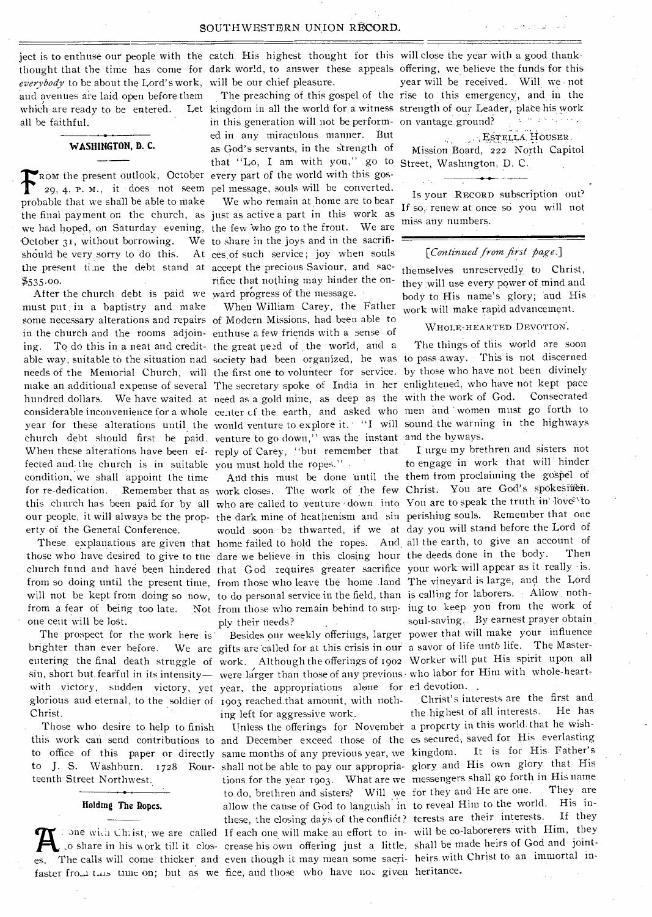ject is to enthuse our people with the thought that the time has come for *everybody* to be about the Lord's work, and avenues are laid open before them which are ready to be entered. Let all be faithful.

## WASHINGTON, D. C.

FROM the present outlook, October 29, 4. P. M., it does not seem probable that we shall be able to make the final payment on the church, as we had hoped, on Saturday evening, October 31, without borrowing. We should be very sorry to do this. At the present time the debt stand at $535.00.

After the church debt is paid we must put in a baptistry and make some necessary alterations and repairs in the church and the rooms adjoining. To do this in a neat and creditable way, suitable to the situation and needs of the Memorial Church, will make an additional expense of several hundred dollars. We have waited at considerable inconvenience for a whole year for these alterations until the church debt should first be paid. When these alterations have been effected and the church is in suitable condition, we shall appoint the time for re-dedication. Remember that as this church has been paid for by all our people, it will always be the property of the General Conference.

These explanations are given that those who have desired to give to the church fund and have been hindered from so doing until the present time, will not be kept from doing so now, from a fear of being too late. Not one cent will be lost.

The prospect for the work here is brighter than ever before. We are entering the final death struggle of sin, short but fearful in its intensity—with victory, sudden victory, yet glorious and eternal, to the soldier of Christ.

Those who desire to help to finish this work can send contributions to to office of this paper or directly to J. S. Washburn, 1728 Fourteenth Street Northwest.

## Holding The Ropes.

AS one with Christ, we are called to share in his work till it closes. The calls will come thicker and faster from this time on; but as we catch His highest thought for this dark world, to answer these appeals will be our chief pleasure.

The preaching of this gospel of the kingdom in all the world for a witness in this generation will not be performed in any miraculous manner. But as God's servants, in the strength of that "Lo, I am with you," go to every part of the world with this gospel message, souls will be converted.

We who remain at home are to bear just as active a part in this work as the few who go to the front. We are to share in the joys and in the sacrifices of such service; joy when souls accept the precious Saviour, and sacrifice that nothing may hinder the onward progress of the message.

When William Carey, the Father of Modern Missions, had been able to enthuse a few friends with a sense of the great need of the world, and a society had been organized, he was the first one to volunteer for service. The secretary spoke of India in her need as a gold mine, as deep as the center of the earth, and asked who would venture to explore it. "I will venture to go down," was the instant reply of Carey, "but remember that you must hold the ropes."

And this must be done until the work closes. The work of the few who are called to venture down into the dark mine of heathenism and sin would soon be thwarted, if we at home failed to hold the ropes. And dare we believe in this closing hour that God requires greater sacrifice from those who leave the home land to do personal service in the field, than from those who remain behind to supply their needs?

Besides our weekly offerings, larger gifts are called for at this crisis in our work. Although the offerings of 1902 were larger than those of any previous year, the appropriations alone for 1903 reached that amount, with nothing left for aggressive work.

Unless the offerings for November and December exceed those of the same months of any previous year, we shall not be able to pay our appropriations for the year 1903. What are we to do, brethren and sisters? Will we allow the cause of God to languish in these, the closing days of the conflict? If each one will make an effort to increase his own offering just a little, even though it may mean some sacrifice, and those who have not given will close the year with a good thank-offering, we believe the funds for this year will be received. Will we not rise to this emergency, and in the strength of our Leader, place his work on vantage ground?

ESTELLA HOUSER.

Mission Board, 222 North Capitol Street, Washington, D. C.

---

Is your RECORD subscription out? If so, renew at once so you will not miss any numbers.

---

*[Continued from first page.]*

themselves unreservedly to Christ, they will use every power of mind and body to His name's glory; and His work will make rapid advancement.

### WHOLE-HEARTED DEVOTION.

The things of this world are soon to pass away. This is not discerned by those who have not been divinely enlightened, who have not kept pace with the work of God. Consecrated men and women must go forth to sound the warning in the highways and the byways.

I urge my brethren and sisters not to engage in work that will hinder them from proclaiming the gospel of Christ. You are God's spokesmen. You are to speak the truth in love to perishing souls. Remember that one day you will stand before the Lord of all the earth, to give an account of the deeds done in the body. Then your work will appear as it really is. The vineyard is large, and the Lord is calling for laborers. Allow nothing to keep you from the work of soul-saving. By earnest prayer obtain power that will make your influence a savor of life unto life. The Master-Worker will put His spirit upon all who labor for Him with whole-hearted devotion.

Christ's interests are the first and the highest of all interests. He has a property in this world that he wishes secured, saved for His everlasting kingdom. It is for His Father's glory and His own glory that His messengers shall go forth in His name for they and He are one. They are to reveal Him to the world. His interests are their interests. If they will be co-laborerers with Him, they shall be made heirs of God and joint-heirs with Christ to an immortal inheritance.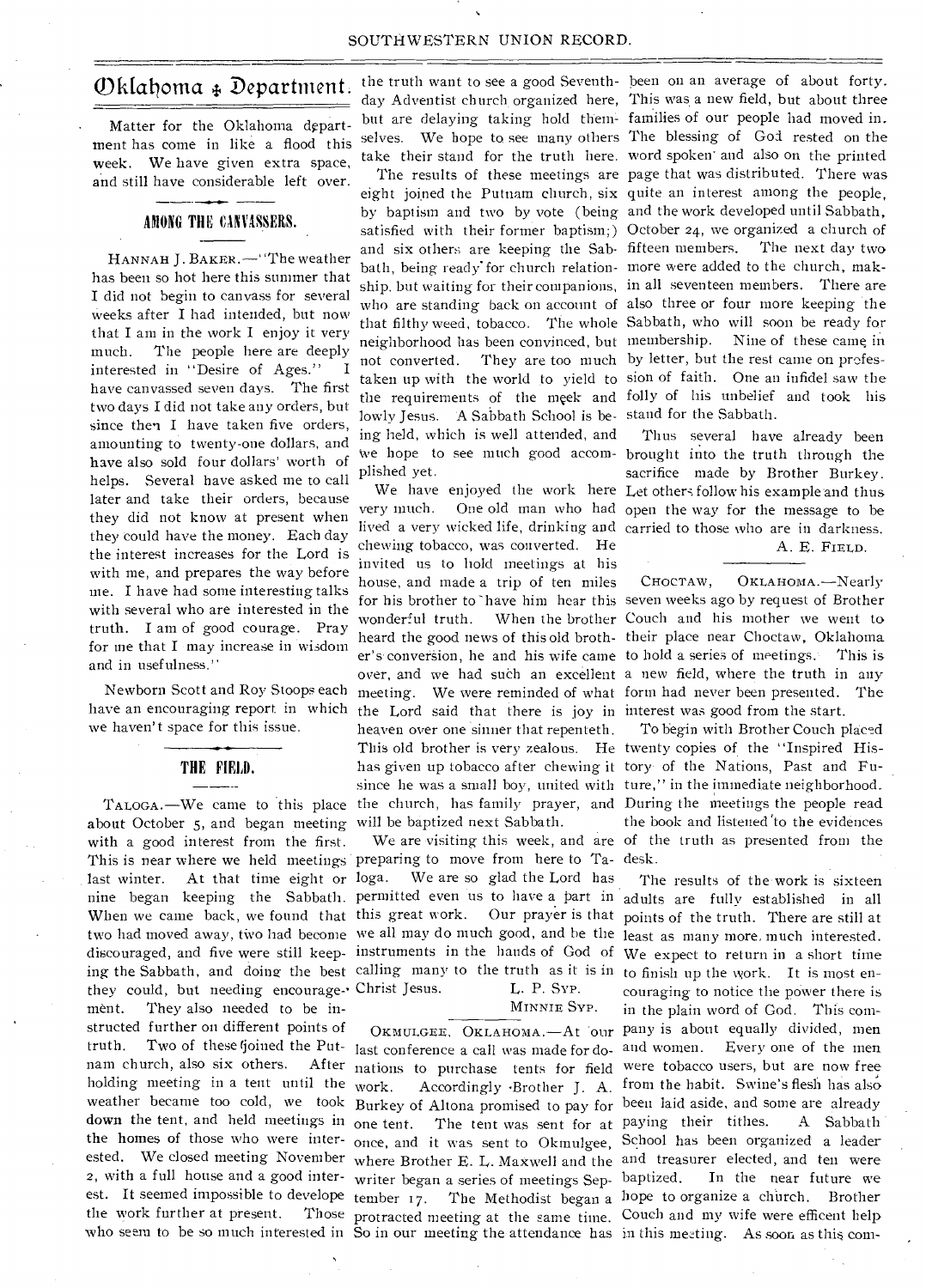# Oklahoma ‡ Department.

Matter for the Oklahoma department has come in like a flood this week. We have given extra space, and still have considerable left over.

## AMONG THE CANVASSERS.

HANNAH J. BAKER.—"The weather has been so hot here this summer that I did not begin to canvass for several weeks after I had intended, but now that I am in the work I enjoy it very much. The people here are deeply interested in "Desire of Ages." I have canvassed seven days. The first two days I did not take any orders, but since then I have taken five orders, amounting to twenty-one dollars, and have also sold four dollars' worth of helps. Several have asked me to call later and take their orders, because they did not know at present when they could have the money. Each day the interest increases for the Lord is with me, and prepares the way before me. I have had some interesting talks with several who are interested in the truth. I am of good courage. Pray for me that I may increase in wisdom and in usefulness."

Newborn Scott and Roy Stoops each have an encouraging report in which we haven't space for this issue.

## THE FIELD.

TALOGA.—We came to this place about October 5, and began meeting with a good interest from the first. This is near where we held meetings last winter. At that time eight or nine began keeping the Sabbath. When we came back, we found that two had moved away, two had become discouraged, and five were still keeping the Sabbath, and doing the best they could, but needing encouragement. They also needed to be instructed further on different points of truth. Two of these joined the Putnam church, also six others. After holding meeting in a tent until the weather became too cold, we took down the tent, and held meetings in the homes of those who were interested. We closed meeting November 2, with a full house and a good interest. It seemed impossible to develope the work further at present. Those who seem to be so much interested in the truth want to see a good Seventh-day Adventist church organized here, but are delaying taking hold themselves. We hope to see many others take their stand for the truth here.

The results of these meetings are eight joined the Putnam church, six by baptism and two by vote (being satisfied with their former baptism;) and six others are keeping the Sabbath, being ready for church relationship, but waiting for their companions, who are standing back on account of that filthy weed, tobacco. The whole neighborhood has been convinced, but not converted. They are too much taken up with the world to yield to the requirements of the meek and lowly Jesus. A Sabbath School is being held, which is well attended, and we hope to see much good accomplished yet.

We have enjoyed the work here very much. One old man who had lived a very wicked life, drinking and chewing tobacco, was converted. He invited us to hold meetings at his house, and made a trip of ten miles for his brother to have him hear this wonderful truth. When the brother heard the good news of this old brother's conversion, he and his wife came over, and we had such an excellent meeting. We were reminded of what the Lord said that there is joy in heaven over one sinner that repenteth. This old brother is very zealous. He has given up tobacco after chewing it since he was a small boy, united with the church, has family prayer, and will be baptized next Sabbath.

We are visiting this week, and are preparing to move from here to Taloga. We are so glad the Lord has permitted even us to have a part in this great work. Our prayer is that we all may do much good, and be the instruments in the hands of God of calling many to the truth as it is in Christ Jesus.

L. P. SYP.
MINNIE SYP.

OKMULGEE, OKLAHOMA.—At our last conference a call was made for donations to purchase tents for field work. Accordingly Brother J. A. Burkey of Altona promised to pay for one tent. The tent was sent for at once, and it was sent to Okmulgee, where Brother E. L. Maxwell and the writer began a series of meetings September 17. The Methodist began a protracted meeting at the same time. So in our meeting the attendance has been on an average of about forty. This was a new field, but about three families of our people had moved in. The blessing of God rested on the word spoken and also on the printed page that was distributed. There was quite an interest among the people, and the work developed until Sabbath, October 24, we organized a church of fifteen members. The next day two more were added to the church, making in all seventeen members. There are also three or four more keeping the Sabbath, who will soon be ready for membership. Nine of these came in by letter, but the rest came on profession of faith. One an infidel saw the folly of his unbelief and took his stand for the Sabbath.

Thus several have already been brought into the truth through the sacrifice made by Brother Burkey. Let others follow his example and thus open the way for the message to be carried to those who are in darkness.

A. E. FIELD.

CHOCTAW, OKLAHOMA.—Nearly seven weeks ago by request of Brother Couch and his mother we went to their place near Choctaw, Oklahoma to hold a series of meetings. This is a new field, where the truth in any form had never been presented. The interest was good from the start.

To begin with Brother Couch placed twenty copies of the "Inspired History of the Nations, Past and Future," in the immediate neighborhood. During the meetings the people read the book and listened to the evidences of the truth as presented from the desk.

The results of the work is sixteen adults are fully established in all points of the truth. There are still at least as many more much interested. We expect to return in a short time to finish up the work. It is most encouraging to notice the power there is in the plain word of God. This company is about equally divided, men and women. Every one of the men were tobacco users, but are now free from the habit. Swine's flesh has also been laid aside, and some are already paying their tithes. A Sabbath School has been organized a leader and treasurer elected, and ten were baptized. In the near future we hope to organize a church. Brother Couch and my wife were efficent help in this meeting. As soon as this com-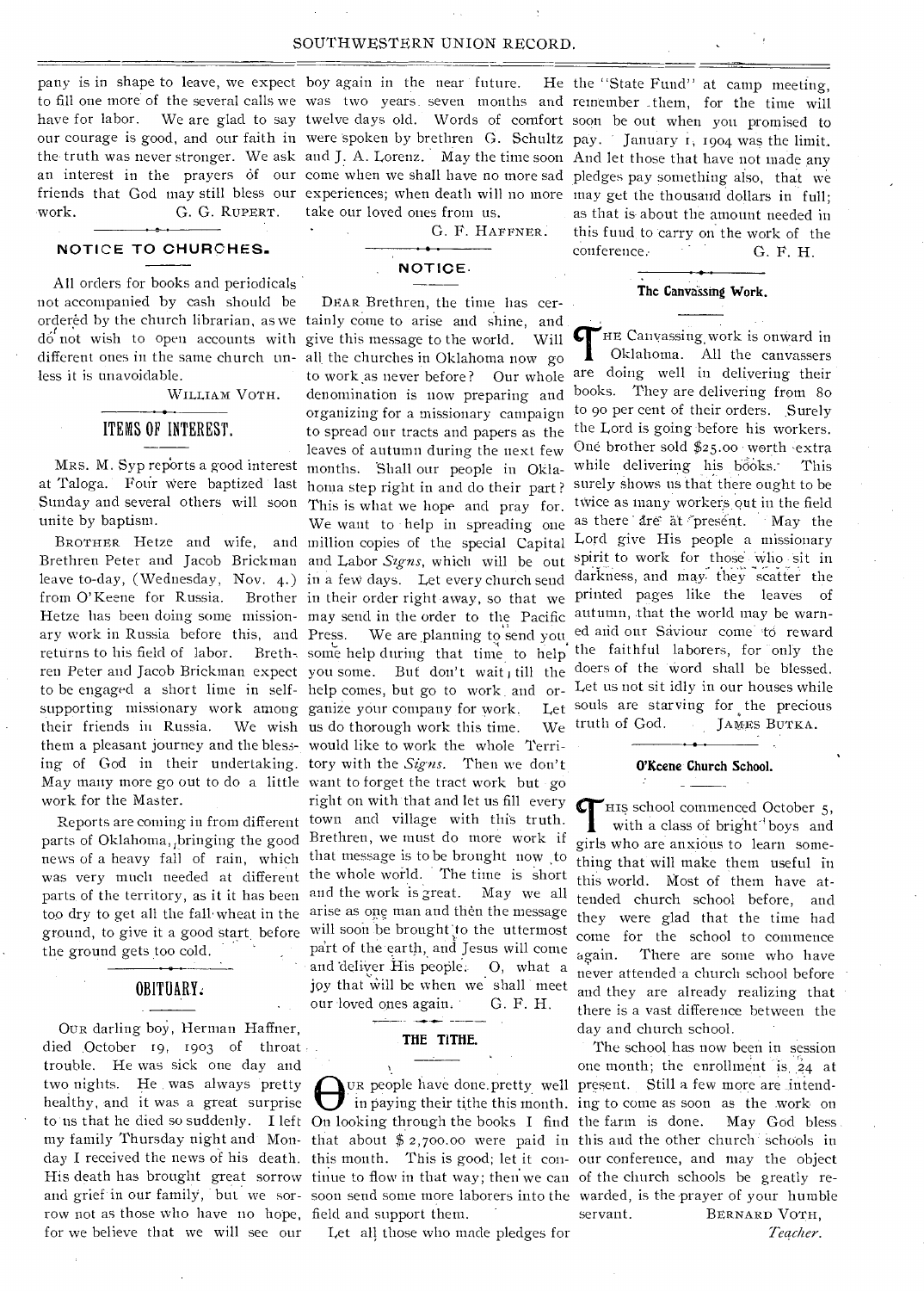pany is in shape to leave, we expect to fill one more of the several calls we have for labor. We are glad to say our courage is good, and our faith in the truth was never stronger. We ask an interest in the prayers of our friends that God may still bless our work.

G. G. RUPERT.

## NOTICE TO CHURCHES.

All orders for books and periodicals not accompanied by cash should be ordered by the church librarian, as we do not wish to open accounts with different ones in the same church unless it is unavoidable.

WILLIAM VOTH.

## ITEMS OF INTEREST.

MRS. M. Syp reports a good interest at Taloga. Four were baptized last Sunday and several others will soon unite by baptism.

BROTHER Hetze and wife, and Brethren Peter and Jacob Brickman leave to-day, (Wednesday, Nov. 4.) from O'Keene for Russia. Brother Hetze has been doing some missionary work in Russia before this, and returns to his field of labor. Brethren Peter and Jacob Brickman expect to be engaged a short time in self-supporting missionary work among their friends in Russia. We wish them a pleasant journey and the blessing of God in their undertaking. May many more go out to do a little work for the Master.

Reports are coming in from different parts of Oklahoma, bringing the good news of a heavy fall of rain, which was very much needed at different parts of the territory, as it it has been too dry to get all the fall wheat in the ground, to give it a good start before the ground gets too cold.

## OBITUARY.

OUR darling boy, Herman Haffner, died October 19, 1903 of throat trouble. He was sick one day and two nights. He was always pretty healthy, and it was a great surprise to us that he died so suddenly. I left my family Thursday night and Monday I received the news of his death. His death has brought great sorrow and grief in our family, but we sorrow not as those who have no hope, for we believe that we will see our boy again in the near future. He was two years seven months and twelve days old. Words of comfort were spoken by brethren G. Schultz and J. A. Lorenz. May the time soon come when we shall have no more sad experiences; when death will no more take our loved ones from us.

G. F. HAFFNER.

## NOTICE.

DEAR Brethren, the time has certainly come to arise and shine, and give this message to the world. Will all the churches in Oklahoma now go to work as never before? Our whole denomination is now preparing and organizing for a missionary campaign to spread our tracts and papers as the leaves of autumn during the next few months. Shall our people in Oklahoma step right in and do their part? This is what we hope and pray for. We want to help in spreading one million copies of the special Capital and Labor *Signs*, which will be out in a few days. Let every church send in their order right away, so that we may send in the order to the Pacific Press. We are planning to send you some help during that time to help you some. But don't wait till the help comes, but go to work and organize your company for work. Let us do thorough work this time. We would like to work the whole Territory with the *Signs*. Then we don't want to forget the tract work but go right on with that and let us fill every town and village with this truth. Brethren, we must do more work if that message is to be brought now to the whole world. The time is short and the work is great. May we all arise as one man and then the message will soon be brought to the uttermost part of the earth, and Jesus will come and deliver His people. O, what a joy that will be when we shall meet our loved ones again.

G. F. H.

## THE TITHE.

OUR people have done pretty well in paying their tithe this month. On looking through the books I find that about $ 2,700.00 were paid in this month. This is good; let it continue to flow in that way; then we can soon send some more laborers into the field and support them.

Let all those who made pledges for the "State Fund" at camp meeting, remember them, for the time will soon be out when you promised to pay. January 1, 1904 was the limit. And let those that have not made any pledges pay something also, that we may get the thousand dollars in full; as that is about the amount needed in this fund to carry on the work of the conference.

G. F. H.

## The Canvassing Work.

THE Canvassing work is onward in Oklahoma. All the canvassers are doing well in delivering their books. They are delivering from 80 to 90 per cent of their orders. Surely the Lord is going before his workers. One brother sold $25.00 worth extra while delivering his books. This surely shows us that there ought to be twice as many workers out in the field as there are at present. May the Lord give His people a missionary spirit to work for those who sit in darkness, and may they scatter the printed pages like the leaves of autumn, that the world may be warned and our Saviour come to reward the faithful laborers, for only the doers of the word shall be blessed. Let us not sit idly in our houses while souls are starving for the precious truth of God.

JAMES BUTKA.

## O'Keene Church School.

THIS school commenced October 5, with a class of bright boys and girls who are anxious to learn something that will make them useful in this world. Most of them have attended church school before, and they were glad that the time had come for the school to commence again. There are some who have never attended a church school before and they are already realizing that there is a vast difference between the day and church school.

The school has now been in session one month; the enrollment is 24 at present. Still a few more are intending to come as soon as the work on the farm is done. May God bless this and the other church schools in our conference, and may the object of the church schools be greatly rewarded, is the prayer of your humble servant.

BERNARD VOTH,
*Teacher.*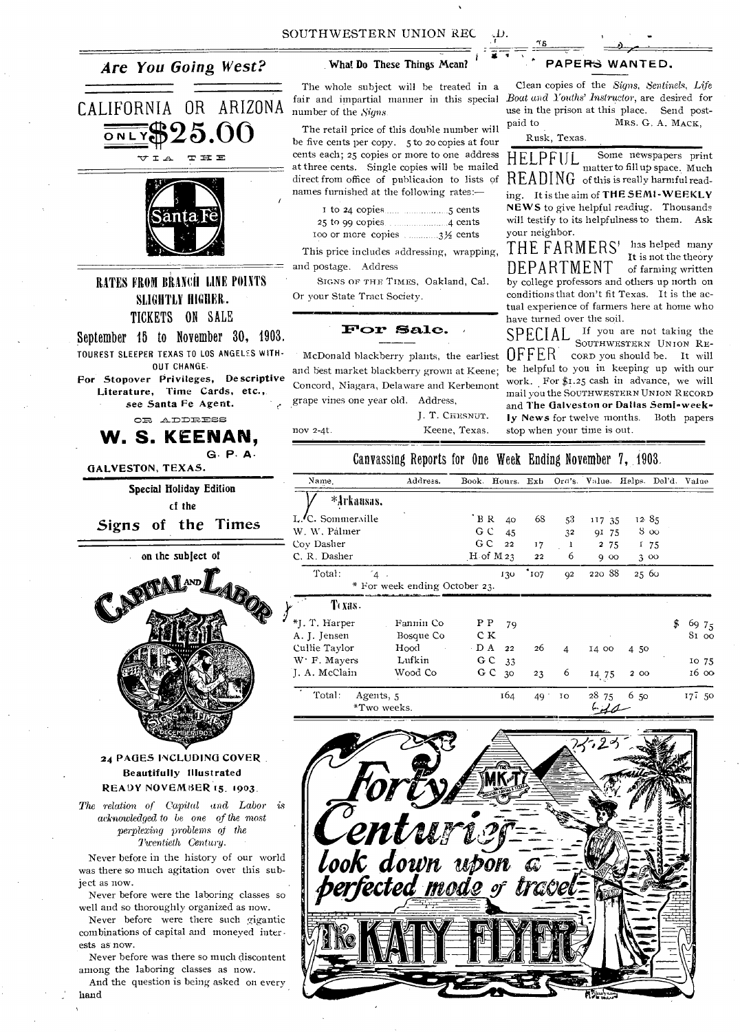## Are You Going West?

# CALIFORNIA OR ARIZONA

## ONLY $25.00

VIA THE

Santa Fe

### RATES FROM BRANCH LINE POINTS SLIGHTLY HIGHER.

### TICKETS ON SALE

### September 15 to November 30, 1903.

TOUREST SLEEPER TEXAS TO LOS ANGELES WITHOUT CHANGE.

**For Stopover Privileges, Descriptive Literature, Time Cards, etc., see Santa Fe Agent.**

OR ADDRESS

## W. S. KEENAN,

G. P. A.

**GALVESTON, TEXAS.**

---

**Special Holiday Edition**

of the

***Signs of the Times***

**on the subject of**

CAPITAL AND LABOR

**24 PAGES INCLUDING COVER**
**Beautifully Illustrated**
**READY NOVEMBER 15, 1903.**

*The relation of Capital and Labor is acknowledged to be one of the most perplexing problems of the Twentieth Century.*

Never before in the history of our world was there so much agitation over this subject as now.

Never before were the laboring classes so well and so thoroughly organized as now.

Never before were there such gigantic combinations of capital and moneyed interests as now.

Never before was there so much discontent among the laboring classes as now.

And the question is being asked on every hand

---

### What Do These Things Mean?

The whole subject will be treated in a fair and impartial manner in this special number of the *Signs*.

The retail price of this double number will be five cents per copy. 5 to 20 copies at four cents each; 25 copies or more to one address at three cents. Single copies will be mailed direct from office of publication to lists of names furnished at the following rates:—

- 1 to 24 copies ........ 5 cents
- 25 to 99 copies ........ 4 cents
- 100 or more copies ........ 3½ cents

This price includes addressing, wrapping, and postage. Address

SIGNS OF THE TIMES, Oakland, Cal.
Or your State Tract Society.

---

### For Sale.

McDonald blackberry plants, the earliest and best market blackberry grown at Keene; Concord, Niagara, Delaware and Kerbemont grape vines one year old. Address,

J. T. CHESNUT.
nov 2-4t. Keene, Texas.

---

### PAPERS WANTED.

Clean copies of the *Signs*, *Sentinels*, *Life Boat* and *Youths' Instructor*, are desired for use in the prison at this place. Send postpaid to MRS. G. A. MACK,
Rusk, Texas.

---

**HELPFUL READING** Some newspapers print matter to fill up space. Much of this is really harmful reading. It is the aim of **THE SEMI-WEEKLY NEWS** to give helpful reading. Thousands will testify to its helpfulness to them. Ask your neighbor.

**THE FARMERS' DEPARTMENT** has helped many It is not the theory of farming written by college professors and others up north on conditions that don't fit Texas. It is the actual experience of farmers here at home who have turned over the soil.

**SPECIAL OFFER** If you are not taking the SOUTHWESTERN UNION RECORD you should be. It will be helpful to you in keeping up with our work. For $1.25 cash in advance, we will mail you the SOUTHWESTERN UNION RECORD and **The Galveston or Dallas Semi-weekly News** for twelve months. Both papers stop when your time is out.

---

## Canvassing Reports for One Week Ending November 7, 1903.

| Name. | Address. | Book. | Hours. | Exh | Ord's. | Value. | Helps. | Del'd. | Value |
|---|---|---|---|---|---|---|---|---|---|
| ***Arkansas.** | | | | | | | | | |
| L. C. Sommerville | | B R | 40 | 68 | 53 | 117 35 | 12 85 | | |
| W. W. Palmer | | G C | 45 | | 32 | 91 75 | 8 00 | | |
| Coy Dasher | | G C | 22 | 17 | 1 | 2 75 | 1 75 | | |
| C. R. Dasher | | H of M | 23 | 22 | 6 | 9 00 | 3 00 | | |
| Total: 4 | | | 130 | 107 | 92 | 220 88 | 25 60 | | |
| * For week ending October 23. | | | | | | | | | |
| **Texas.** | | | | | | | | | |
| *J. T. Harper | Fannin Co | P P | 79 | | | | | | $ 69 75 |
| A. J. Jensen | Bosque Co | C K | | | | | | | 81 00 |
| Cullie Taylor | Hood | D A | 22 | 26 | 4 | 14 00 | 4 50 | | |
| W. F. Mayers | Lufkin | G C | 33 | | | | | | 10 75 |
| J. A. McClain | Wood Co | G C | 30 | 23 | 6 | 14 75 | 2 00 | | 16 00 |
| Total: Agents, 5 | | | 164 | 49 | 10 | 28 75 | 6 50 | | 177 50 |
| *Two weeks. | | | | | | | | | |

---

Forty Centuries look down upon a perfected mode of travel

The KATY FLYER

MK-T